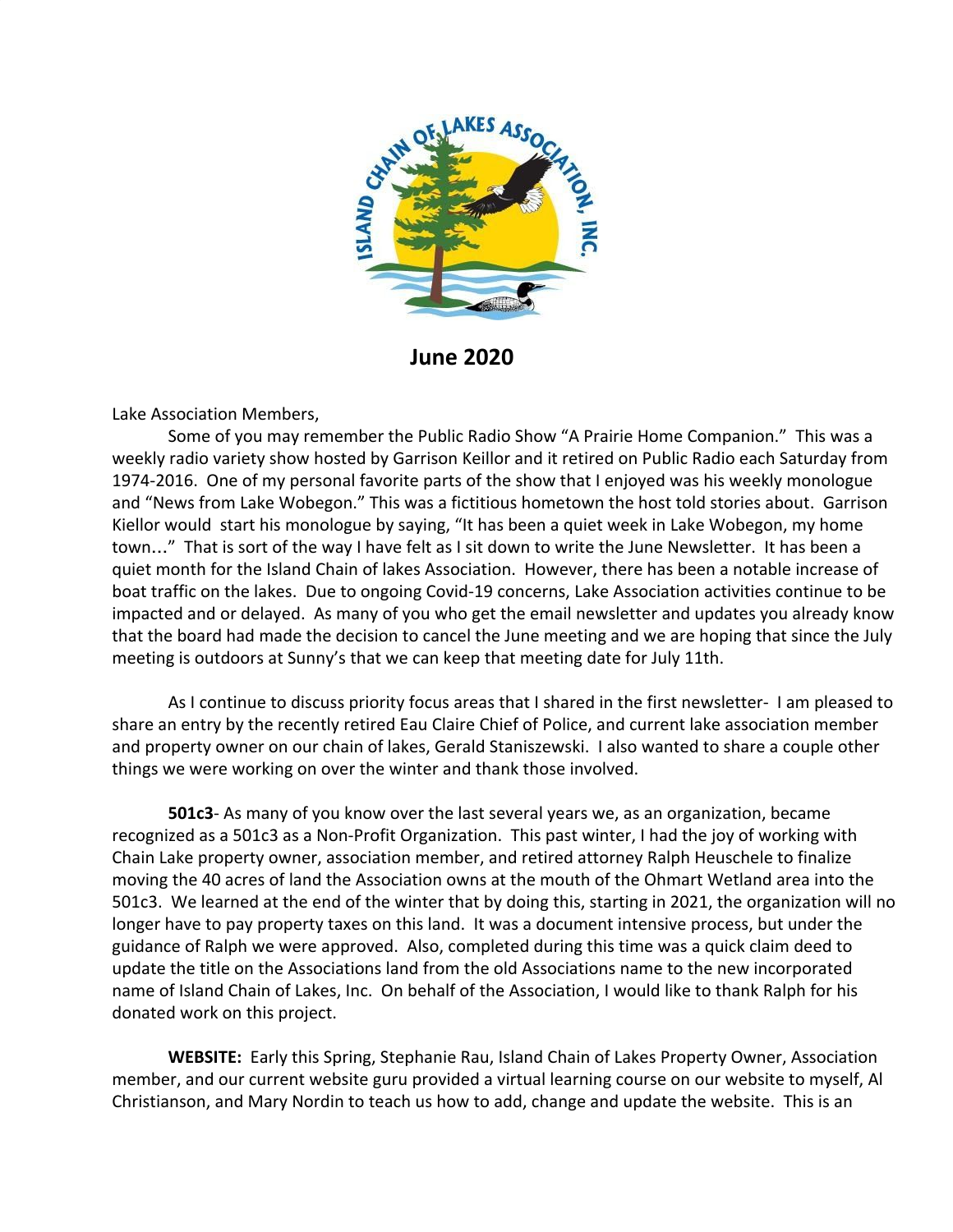# June 2020

Lake Association Members,

Some of you may remember the Public Radio Show "A Prairie Home Companion." This was a weekly radio variety show hosted by Garrison Keillor and it retired on Public Radio each Saturday from 1974-2016. One of my personal favorite parts of the show that I enjoyed was his weekly monologue and "News from Lake Wobegon." This was a fictitious hometown the host told stories about. Garrison Kiellor would start his monologue by saying, "It has been a quiet week in Lake Wobegon, my home town…" That is sort of the way I have felt as I sit down to write the June Newsletter. It has been a quiet month for the Island Chain of lakes Association. However, there has been a notable increase of boat traffic on the lakes. Due to ongoing Covid-19 concerns, Lake Association activities continue to be impacted and or delayed. As many of you who get the email newsletter and updates you already know that the board had made the decision to cancel the June meeting and we are hoping that since the July meeting is outdoors at Sunny's that we can keep that meeting date for July 11th.

As I continue to discuss priority focus areas that I shared in the first newsletter- I am pleased to share an entry by the recently retired Eau Claire Chief of Police, and current lake association member and property owner on our chain of lakes, Gerald Staniszewski. I also wanted to share a couple other things we were working on over the winter and thank those involved.

**501c3**- As many of you know over the last several years we, as an organization, became recognized as a 501c3 as a Non-Profit Organization. This past winter, I had the joy of working with Chain Lake property owner, association member, and retired attorney Ralph Heuschele to finalize moving the 40 acres of land the Association owns at the mouth of the Ohmart Wetland area into the 501c3. We learned at the end of the winter that by doing this, starting in 2021, the organization will no longer have to pay property taxes on this land. It was a document intensive process, but under the guidance of Ralph we were approved. Also, completed during this time was a quick claim deed to update the title on the Associations land from the old Associations name to the new incorporated name of Island Chain of Lakes, Inc. On behalf of the Association, I would like to thank Ralph for his donated work on this project.

**WEBSITE:** Early this Spring, Stephanie Rau, Island Chain of Lakes Property Owner, Association member, and our current website guru provided a virtual learning course on our website to myself, Al Christianson, and Mary Nordin to teach us how to add, change and update the website. This is an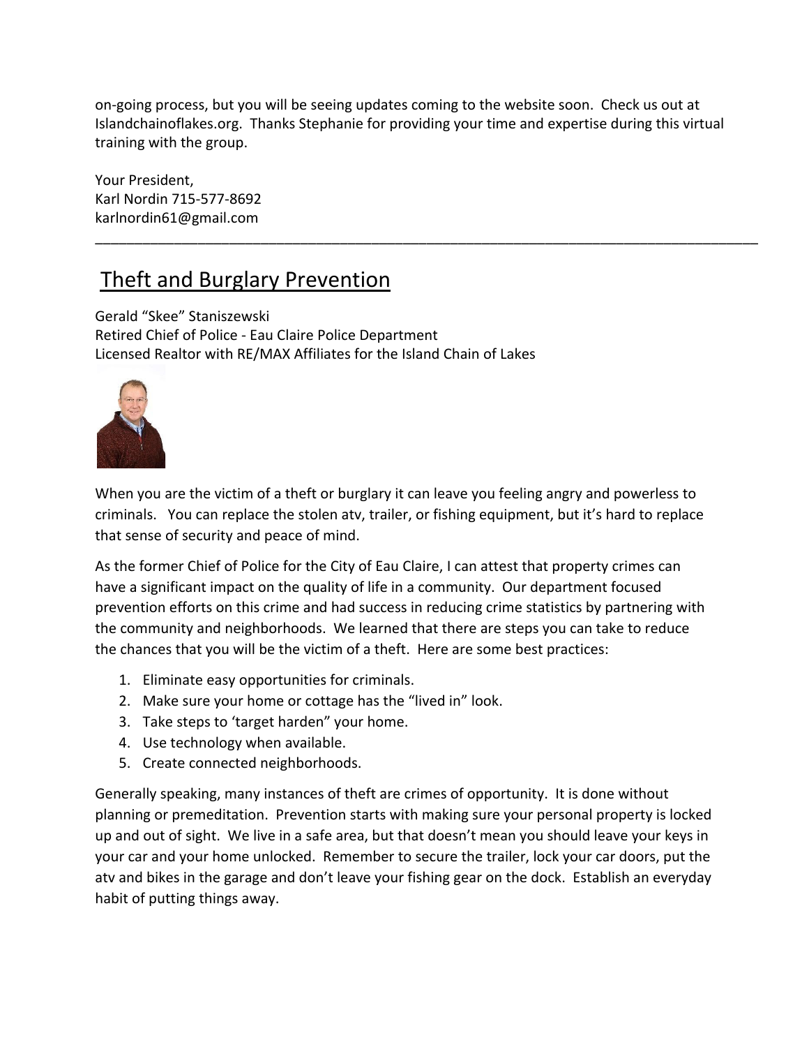on-going process, but you will be seeing updates coming to the website soon. Check us out at Islandchainoflakes.org. Thanks Stephanie for providing your time and expertise during this virtual training with the group.

Your President,
Karl Nordin 715-577-8692
karlnordin61@gmail.com

---

## Theft and Burglary Prevention

Gerald "Skee" Staniszewski
Retired Chief of Police - Eau Claire Police Department
Licensed Realtor with RE/MAX Affiliates for the Island Chain of Lakes

When you are the victim of a theft or burglary it can leave you feeling angry and powerless to criminals. You can replace the stolen atv, trailer, or fishing equipment, but it's hard to replace that sense of security and peace of mind.

As the former Chief of Police for the City of Eau Claire, I can attest that property crimes can have a significant impact on the quality of life in a community. Our department focused prevention efforts on this crime and had success in reducing crime statistics by partnering with the community and neighborhoods. We learned that there are steps you can take to reduce the chances that you will be the victim of a theft. Here are some best practices:

1. Eliminate easy opportunities for criminals.
2. Make sure your home or cottage has the "lived in" look.
3. Take steps to 'target harden" your home.
4. Use technology when available.
5. Create connected neighborhoods.

Generally speaking, many instances of theft are crimes of opportunity. It is done without planning or premeditation. Prevention starts with making sure your personal property is locked up and out of sight. We live in a safe area, but that doesn't mean you should leave your keys in your car and your home unlocked. Remember to secure the trailer, lock your car doors, put the atv and bikes in the garage and don't leave your fishing gear on the dock. Establish an everyday habit of putting things away.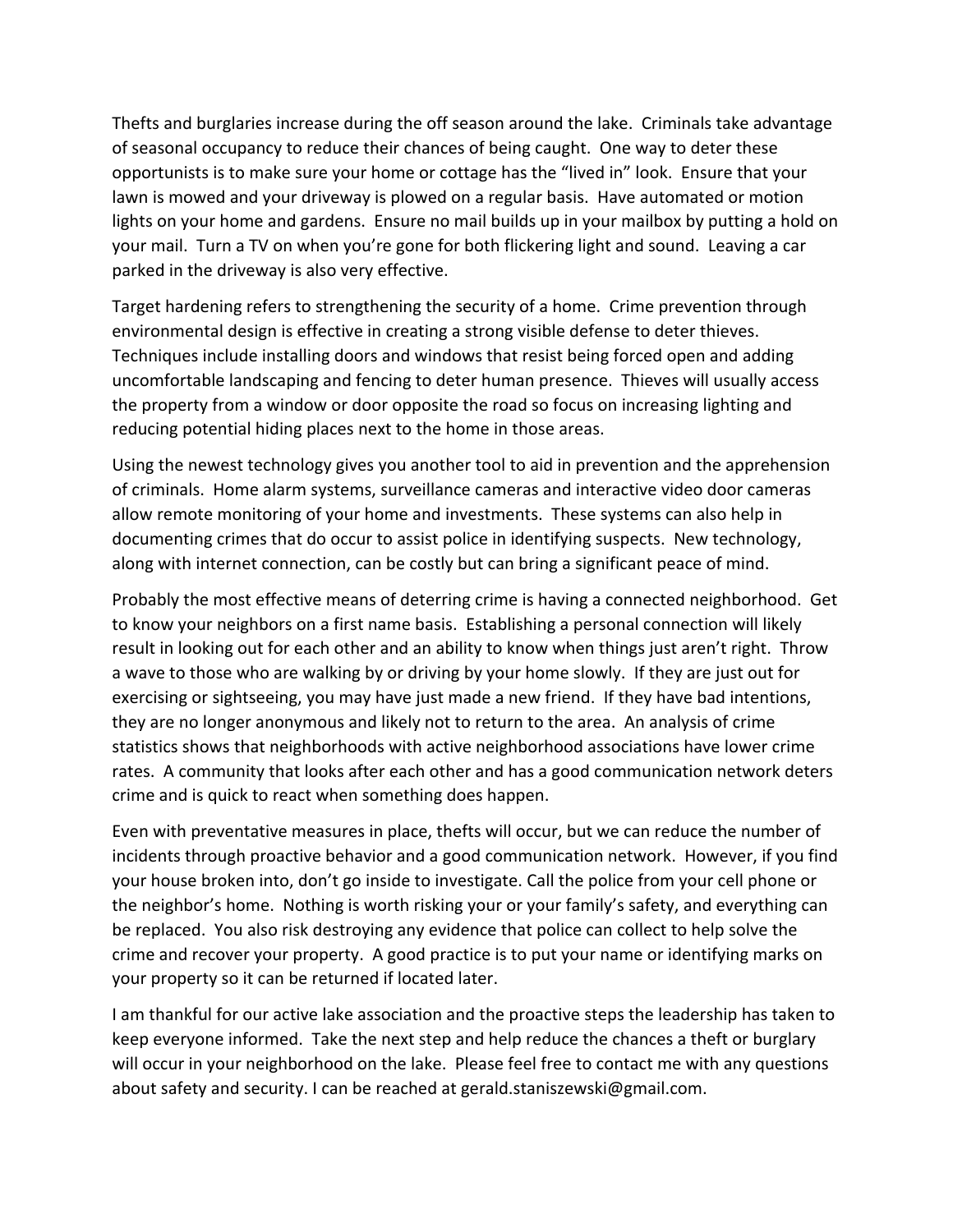Thefts and burglaries increase during the off season around the lake. Criminals take advantage of seasonal occupancy to reduce their chances of being caught. One way to deter these opportunists is to make sure your home or cottage has the "lived in" look. Ensure that your lawn is mowed and your driveway is plowed on a regular basis. Have automated or motion lights on your home and gardens. Ensure no mail builds up in your mailbox by putting a hold on your mail. Turn a TV on when you're gone for both flickering light and sound. Leaving a car parked in the driveway is also very effective.

Target hardening refers to strengthening the security of a home. Crime prevention through environmental design is effective in creating a strong visible defense to deter thieves. Techniques include installing doors and windows that resist being forced open and adding uncomfortable landscaping and fencing to deter human presence. Thieves will usually access the property from a window or door opposite the road so focus on increasing lighting and reducing potential hiding places next to the home in those areas.

Using the newest technology gives you another tool to aid in prevention and the apprehension of criminals. Home alarm systems, surveillance cameras and interactive video door cameras allow remote monitoring of your home and investments. These systems can also help in documenting crimes that do occur to assist police in identifying suspects. New technology, along with internet connection, can be costly but can bring a significant peace of mind.

Probably the most effective means of deterring crime is having a connected neighborhood. Get to know your neighbors on a first name basis. Establishing a personal connection will likely result in looking out for each other and an ability to know when things just aren't right. Throw a wave to those who are walking by or driving by your home slowly. If they are just out for exercising or sightseeing, you may have just made a new friend. If they have bad intentions, they are no longer anonymous and likely not to return to the area. An analysis of crime statistics shows that neighborhoods with active neighborhood associations have lower crime rates. A community that looks after each other and has a good communication network deters crime and is quick to react when something does happen.

Even with preventative measures in place, thefts will occur, but we can reduce the number of incidents through proactive behavior and a good communication network. However, if you find your house broken into, don't go inside to investigate. Call the police from your cell phone or the neighbor's home. Nothing is worth risking your or your family's safety, and everything can be replaced. You also risk destroying any evidence that police can collect to help solve the crime and recover your property. A good practice is to put your name or identifying marks on your property so it can be returned if located later.

I am thankful for our active lake association and the proactive steps the leadership has taken to keep everyone informed. Take the next step and help reduce the chances a theft or burglary will occur in your neighborhood on the lake. Please feel free to contact me with any questions about safety and security. I can be reached at gerald.staniszewski@gmail.com.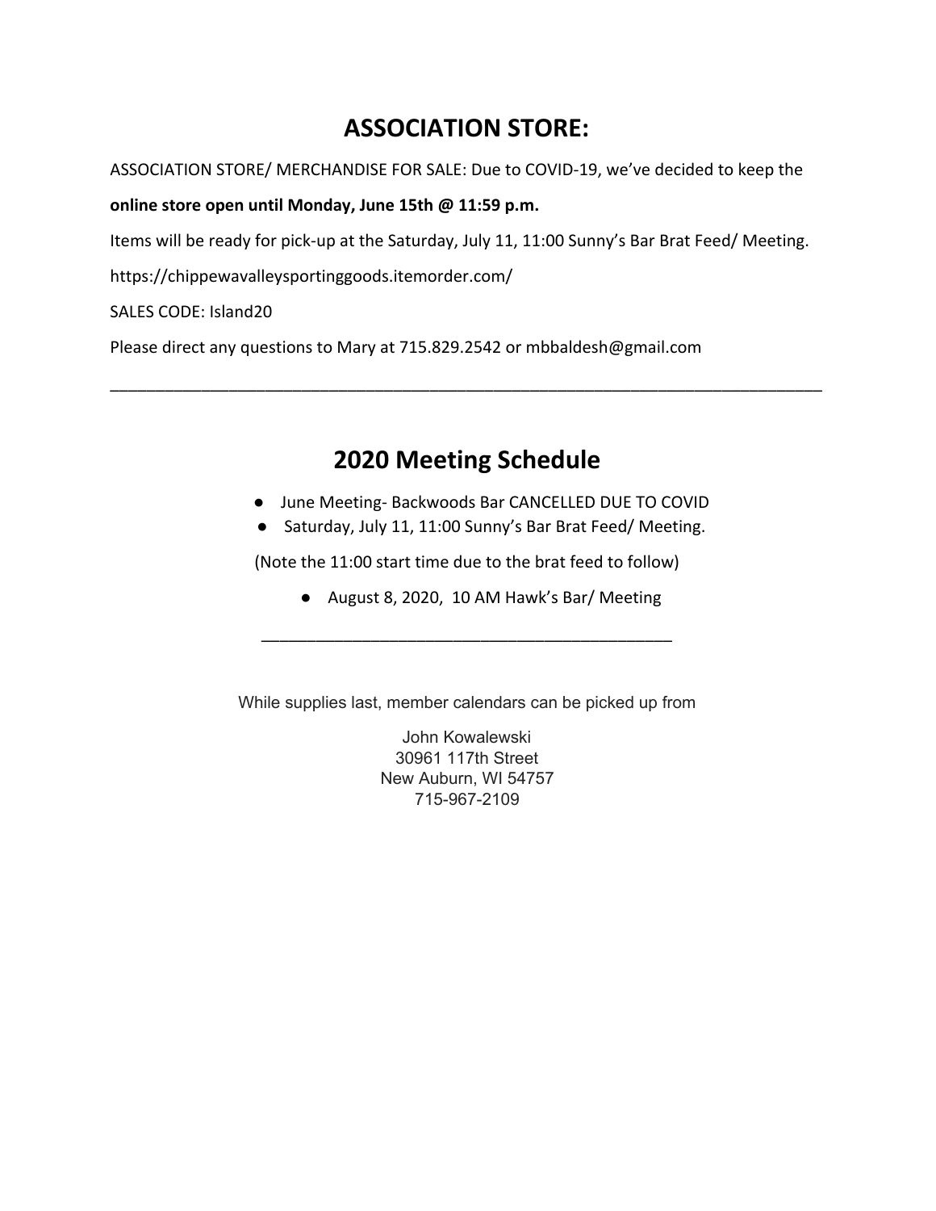# ASSOCIATION STORE:

ASSOCIATION STORE/ MERCHANDISE FOR SALE: Due to COVID-19, we've decided to keep the **online store open until Monday, June 15th @ 11:59 p.m.**

Items will be ready for pick-up at the Saturday, July 11, 11:00 Sunny's Bar Brat Feed/ Meeting.

https://chippewavalleysportinggoods.itemorder.com/

SALES CODE: Island20

Please direct any questions to Mary at 715.829.2542 or mbbaldesh@gmail.com

---

# 2020 Meeting Schedule

- June Meeting- Backwoods Bar CANCELLED DUE TO COVID
- Saturday, July 11, 11:00 Sunny's Bar Brat Feed/ Meeting.

(Note the 11:00 start time due to the brat feed to follow)

- August 8, 2020, 10 AM Hawk's Bar/ Meeting

---

While supplies last, member calendars can be picked up from

John Kowalewski
30961 117th Street
New Auburn, WI 54757
715-967-2109